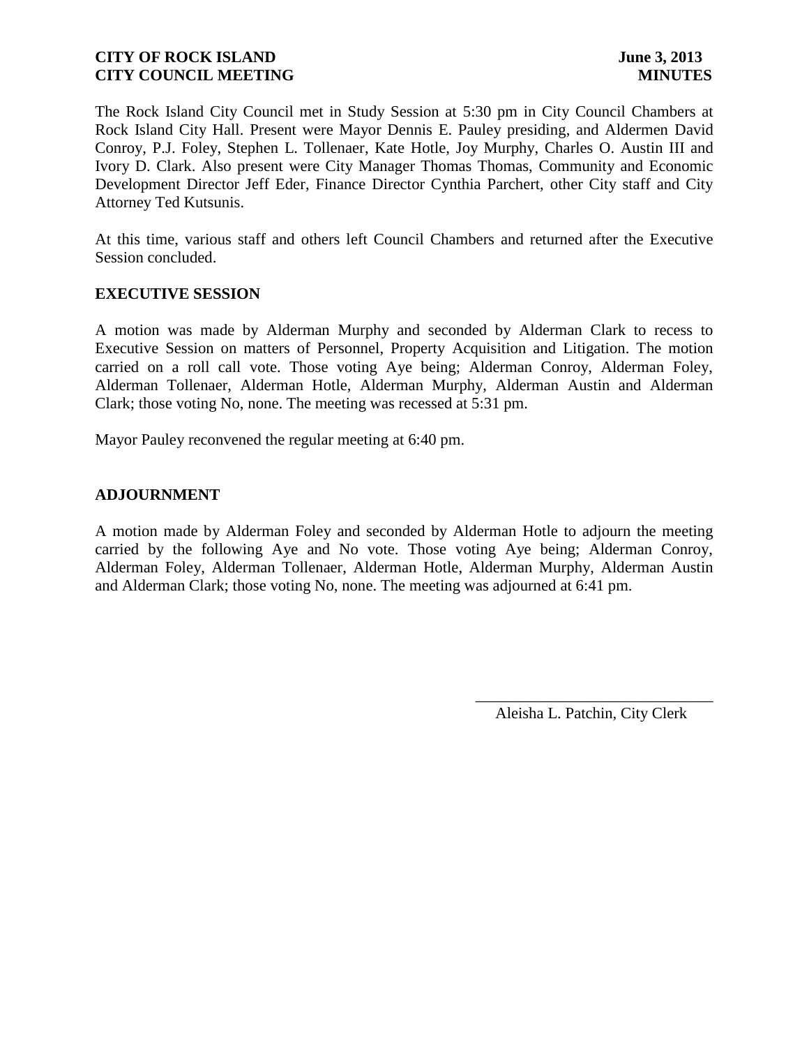**CITY OF ROCK ISLAND** **June 3, 2013**
**CITY COUNCIL MEETING** **MINUTES**

The Rock Island City Council met in Study Session at 5:30 pm in City Council Chambers at Rock Island City Hall. Present were Mayor Dennis E. Pauley presiding, and Aldermen David Conroy, P.J. Foley, Stephen L. Tollenaer, Kate Hotle, Joy Murphy, Charles O. Austin III and Ivory D. Clark. Also present were City Manager Thomas Thomas, Community and Economic Development Director Jeff Eder, Finance Director Cynthia Parchert, other City staff and City Attorney Ted Kutsunis.

At this time, various staff and others left Council Chambers and returned after the Executive Session concluded.

## EXECUTIVE SESSION

A motion was made by Alderman Murphy and seconded by Alderman Clark to recess to Executive Session on matters of Personnel, Property Acquisition and Litigation. The motion carried on a roll call vote. Those voting Aye being; Alderman Conroy, Alderman Foley, Alderman Tollenaer, Alderman Hotle, Alderman Murphy, Alderman Austin and Alderman Clark; those voting No, none. The meeting was recessed at 5:31 pm.

Mayor Pauley reconvened the regular meeting at 6:40 pm.

## ADJOURNMENT

A motion made by Alderman Foley and seconded by Alderman Hotle to adjourn the meeting carried by the following Aye and No vote. Those voting Aye being; Alderman Conroy, Alderman Foley, Alderman Tollenaer, Alderman Hotle, Alderman Murphy, Alderman Austin and Alderman Clark; those voting No, none. The meeting was adjourned at 6:41 pm.

\_\_\_\_\_\_\_\_\_\_\_\_\_\_\_\_\_\_\_\_\_\_\_\_\_\_\_\_\_\_
Aleisha L. Patchin, City Clerk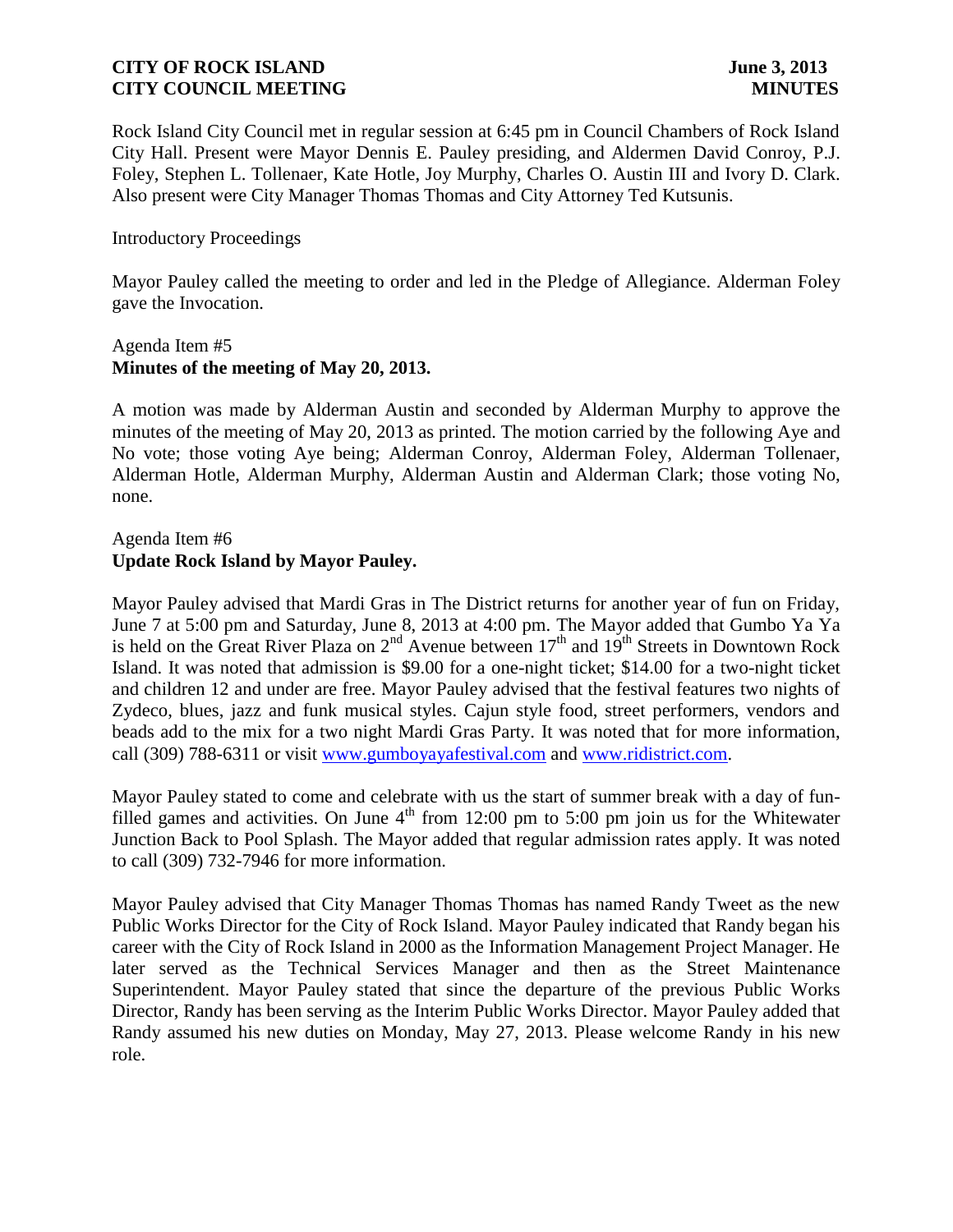Rock Island City Council met in regular session at 6:45 pm in Council Chambers of Rock Island City Hall. Present were Mayor Dennis E. Pauley presiding, and Aldermen David Conroy, P.J. Foley, Stephen L. Tollenaer, Kate Hotle, Joy Murphy, Charles O. Austin III and Ivory D. Clark. Also present were City Manager Thomas Thomas and City Attorney Ted Kutsunis.

Introductory Proceedings

Mayor Pauley called the meeting to order and led in the Pledge of Allegiance. Alderman Foley gave the Invocation.

Agenda Item #5
**Minutes of the meeting of May 20, 2013.**

A motion was made by Alderman Austin and seconded by Alderman Murphy to approve the minutes of the meeting of May 20, 2013 as printed. The motion carried by the following Aye and No vote; those voting Aye being; Alderman Conroy, Alderman Foley, Alderman Tollenaer, Alderman Hotle, Alderman Murphy, Alderman Austin and Alderman Clark; those voting No, none.

Agenda Item #6
**Update Rock Island by Mayor Pauley.**

Mayor Pauley advised that Mardi Gras in The District returns for another year of fun on Friday, June 7 at 5:00 pm and Saturday, June 8, 2013 at 4:00 pm. The Mayor added that Gumbo Ya Ya is held on the Great River Plaza on 2nd Avenue between 17th and 19th Streets in Downtown Rock Island. It was noted that admission is $9.00 for a one-night ticket; $14.00 for a two-night ticket and children 12 and under are free. Mayor Pauley advised that the festival features two nights of Zydeco, blues, jazz and funk musical styles. Cajun style food, street performers, vendors and beads add to the mix for a two night Mardi Gras Party. It was noted that for more information, call (309) 788-6311 or visit www.gumboyayafestival.com and www.ridistrict.com.

Mayor Pauley stated to come and celebrate with us the start of summer break with a day of fun-filled games and activities. On June 4th from 12:00 pm to 5:00 pm join us for the Whitewater Junction Back to Pool Splash. The Mayor added that regular admission rates apply. It was noted to call (309) 732-7946 for more information.

Mayor Pauley advised that City Manager Thomas Thomas has named Randy Tweet as the new Public Works Director for the City of Rock Island. Mayor Pauley indicated that Randy began his career with the City of Rock Island in 2000 as the Information Management Project Manager. He later served as the Technical Services Manager and then as the Street Maintenance Superintendent. Mayor Pauley stated that since the departure of the previous Public Works Director, Randy has been serving as the Interim Public Works Director. Mayor Pauley added that Randy assumed his new duties on Monday, May 27, 2013. Please welcome Randy in his new role.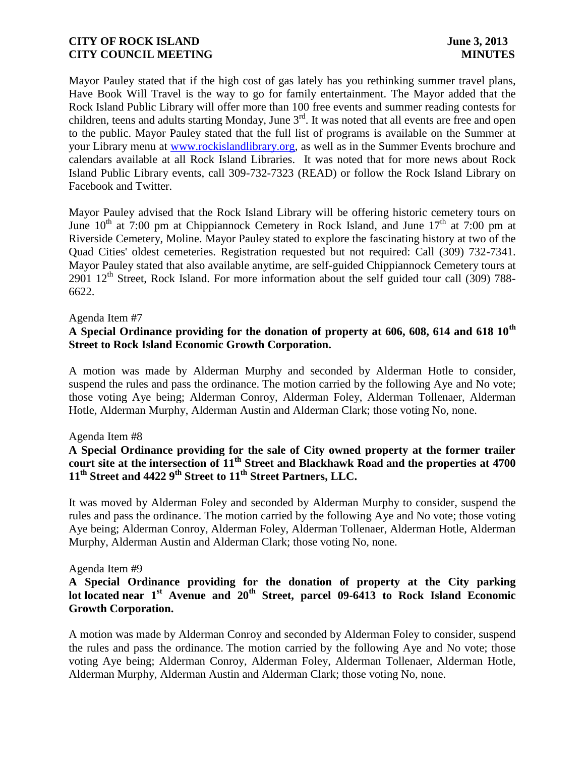Mayor Pauley stated that if the high cost of gas lately has you rethinking summer travel plans, Have Book Will Travel is the way to go for family entertainment. The Mayor added that the Rock Island Public Library will offer more than 100 free events and summer reading contests for children, teens and adults starting Monday, June 3rd. It was noted that all events are free and open to the public. Mayor Pauley stated that the full list of programs is available on the Summer at your Library menu at www.rockislandlibrary.org, as well as in the Summer Events brochure and calendars available at all Rock Island Libraries. It was noted that for more news about Rock Island Public Library events, call 309-732-7323 (READ) or follow the Rock Island Library on Facebook and Twitter.

Mayor Pauley advised that the Rock Island Library will be offering historic cemetery tours on June 10th at 7:00 pm at Chippiannock Cemetery in Rock Island, and June 17th at 7:00 pm at Riverside Cemetery, Moline. Mayor Pauley stated to explore the fascinating history at two of the Quad Cities' oldest cemeteries. Registration requested but not required: Call (309) 732-7341. Mayor Pauley stated that also available anytime, are self-guided Chippiannock Cemetery tours at 2901 12th Street, Rock Island. For more information about the self guided tour call (309) 788-6622.

Agenda Item #7

**A Special Ordinance providing for the donation of property at 606, 608, 614 and 618 10th Street to Rock Island Economic Growth Corporation.**

A motion was made by Alderman Murphy and seconded by Alderman Hotle to consider, suspend the rules and pass the ordinance. The motion carried by the following Aye and No vote; those voting Aye being; Alderman Conroy, Alderman Foley, Alderman Tollenaer, Alderman Hotle, Alderman Murphy, Alderman Austin and Alderman Clark; those voting No, none.

Agenda Item #8

**A Special Ordinance providing for the sale of City owned property at the former trailer court site at the intersection of 11th Street and Blackhawk Road and the properties at 4700 11th Street and 4422 9th Street to 11th Street Partners, LLC.**

It was moved by Alderman Foley and seconded by Alderman Murphy to consider, suspend the rules and pass the ordinance. The motion carried by the following Aye and No vote; those voting Aye being; Alderman Conroy, Alderman Foley, Alderman Tollenaer, Alderman Hotle, Alderman Murphy, Alderman Austin and Alderman Clark; those voting No, none.

Agenda Item #9

**A Special Ordinance providing for the donation of property at the City parking lot located near 1st Avenue and 20th Street, parcel 09-6413 to Rock Island Economic Growth Corporation.**

A motion was made by Alderman Conroy and seconded by Alderman Foley to consider, suspend the rules and pass the ordinance. The motion carried by the following Aye and No vote; those voting Aye being; Alderman Conroy, Alderman Foley, Alderman Tollenaer, Alderman Hotle, Alderman Murphy, Alderman Austin and Alderman Clark; those voting No, none.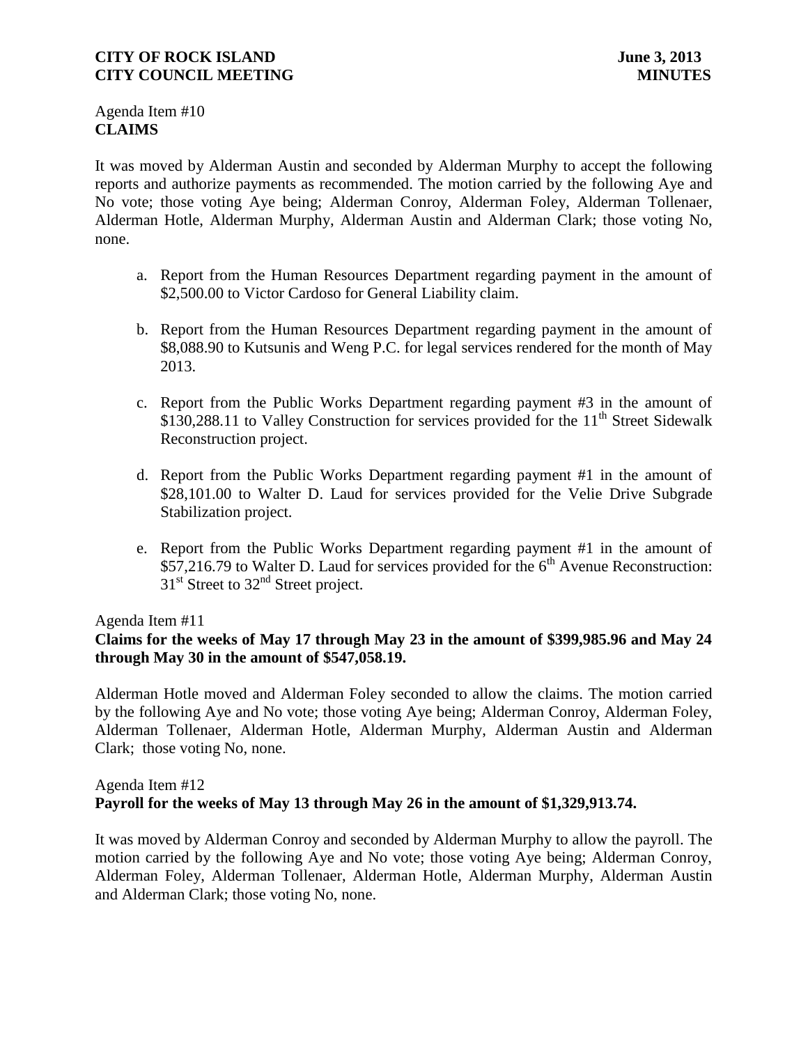Agenda Item #10
**CLAIMS**

It was moved by Alderman Austin and seconded by Alderman Murphy to accept the following reports and authorize payments as recommended. The motion carried by the following Aye and No vote; those voting Aye being; Alderman Conroy, Alderman Foley, Alderman Tollenaer, Alderman Hotle, Alderman Murphy, Alderman Austin and Alderman Clark; those voting No, none.

a. Report from the Human Resources Department regarding payment in the amount of $2,500.00 to Victor Cardoso for General Liability claim.

b. Report from the Human Resources Department regarding payment in the amount of $8,088.90 to Kutsunis and Weng P.C. for legal services rendered for the month of May 2013.

c. Report from the Public Works Department regarding payment #3 in the amount of $130,288.11 to Valley Construction for services provided for the 11th Street Sidewalk Reconstruction project.

d. Report from the Public Works Department regarding payment #1 in the amount of $28,101.00 to Walter D. Laud for services provided for the Velie Drive Subgrade Stabilization project.

e. Report from the Public Works Department regarding payment #1 in the amount of $57,216.79 to Walter D. Laud for services provided for the 6th Avenue Reconstruction: 31st Street to 32nd Street project.

Agenda Item #11
**Claims for the weeks of May 17 through May 23 in the amount of $399,985.96 and May 24 through May 30 in the amount of $547,058.19.**

Alderman Hotle moved and Alderman Foley seconded to allow the claims. The motion carried by the following Aye and No vote; those voting Aye being; Alderman Conroy, Alderman Foley, Alderman Tollenaer, Alderman Hotle, Alderman Murphy, Alderman Austin and Alderman Clark; those voting No, none.

Agenda Item #12
**Payroll for the weeks of May 13 through May 26 in the amount of $1,329,913.74.**

It was moved by Alderman Conroy and seconded by Alderman Murphy to allow the payroll. The motion carried by the following Aye and No vote; those voting Aye being; Alderman Conroy, Alderman Foley, Alderman Tollenaer, Alderman Hotle, Alderman Murphy, Alderman Austin and Alderman Clark; those voting No, none.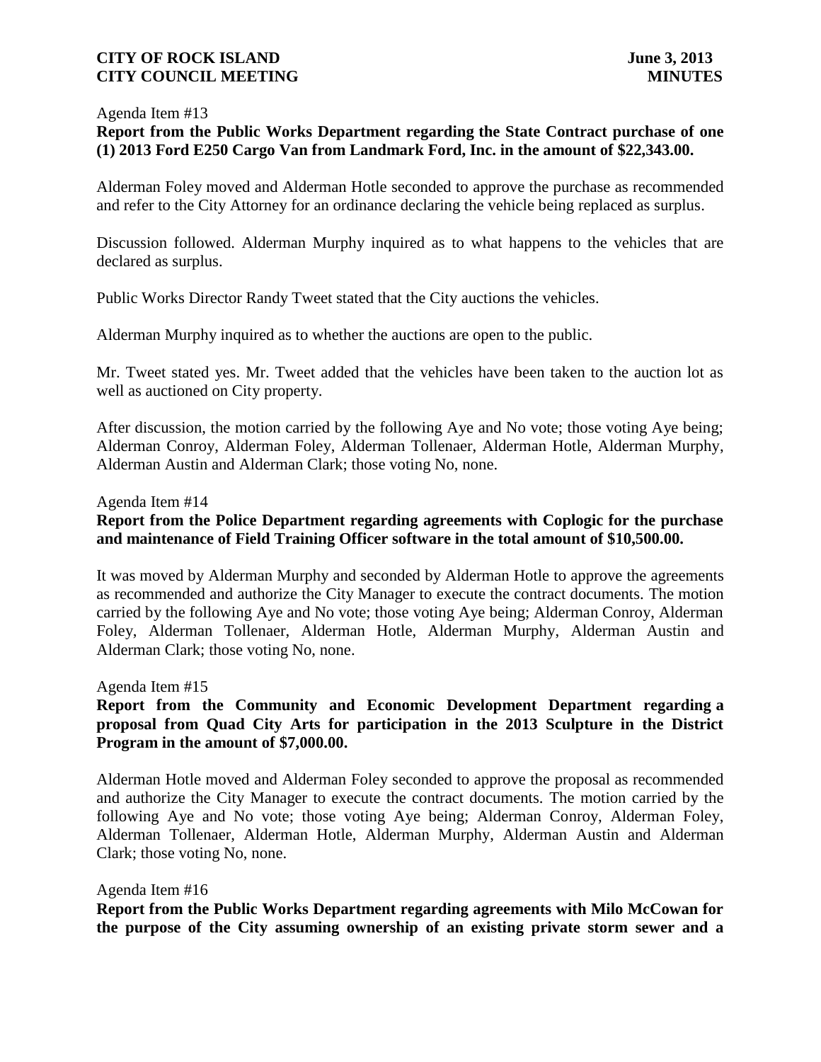Agenda Item #13

**Report from the Public Works Department regarding the State Contract purchase of one (1) 2013 Ford E250 Cargo Van from Landmark Ford, Inc. in the amount of $22,343.00.**

Alderman Foley moved and Alderman Hotle seconded to approve the purchase as recommended and refer to the City Attorney for an ordinance declaring the vehicle being replaced as surplus.

Discussion followed. Alderman Murphy inquired as to what happens to the vehicles that are declared as surplus.

Public Works Director Randy Tweet stated that the City auctions the vehicles.

Alderman Murphy inquired as to whether the auctions are open to the public.

Mr. Tweet stated yes. Mr. Tweet added that the vehicles have been taken to the auction lot as well as auctioned on City property.

After discussion, the motion carried by the following Aye and No vote; those voting Aye being; Alderman Conroy, Alderman Foley, Alderman Tollenaer, Alderman Hotle, Alderman Murphy, Alderman Austin and Alderman Clark; those voting No, none.

Agenda Item #14

**Report from the Police Department regarding agreements with Coplogic for the purchase and maintenance of Field Training Officer software in the total amount of $10,500.00.**

It was moved by Alderman Murphy and seconded by Alderman Hotle to approve the agreements as recommended and authorize the City Manager to execute the contract documents. The motion carried by the following Aye and No vote; those voting Aye being; Alderman Conroy, Alderman Foley, Alderman Tollenaer, Alderman Hotle, Alderman Murphy, Alderman Austin and Alderman Clark; those voting No, none.

Agenda Item #15

**Report from the Community and Economic Development Department regarding a proposal from Quad City Arts for participation in the 2013 Sculpture in the District Program in the amount of $7,000.00.**

Alderman Hotle moved and Alderman Foley seconded to approve the proposal as recommended and authorize the City Manager to execute the contract documents. The motion carried by the following Aye and No vote; those voting Aye being; Alderman Conroy, Alderman Foley, Alderman Tollenaer, Alderman Hotle, Alderman Murphy, Alderman Austin and Alderman Clark; those voting No, none.

Agenda Item #16

**Report from the Public Works Department regarding agreements with Milo McCowan for the purpose of the City assuming ownership of an existing private storm sewer and a**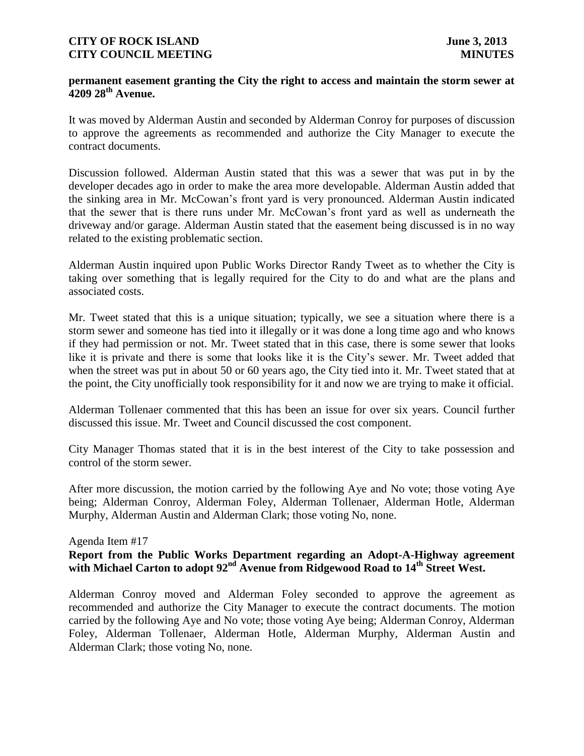**permanent easement granting the City the right to access and maintain the storm sewer at 4209 28th Avenue.**

It was moved by Alderman Austin and seconded by Alderman Conroy for purposes of discussion to approve the agreements as recommended and authorize the City Manager to execute the contract documents.

Discussion followed. Alderman Austin stated that this was a sewer that was put in by the developer decades ago in order to make the area more developable. Alderman Austin added that the sinking area in Mr. McCowan's front yard is very pronounced. Alderman Austin indicated that the sewer that is there runs under Mr. McCowan's front yard as well as underneath the driveway and/or garage. Alderman Austin stated that the easement being discussed is in no way related to the existing problematic section.

Alderman Austin inquired upon Public Works Director Randy Tweet as to whether the City is taking over something that is legally required for the City to do and what are the plans and associated costs.

Mr. Tweet stated that this is a unique situation; typically, we see a situation where there is a storm sewer and someone has tied into it illegally or it was done a long time ago and who knows if they had permission or not. Mr. Tweet stated that in this case, there is some sewer that looks like it is private and there is some that looks like it is the City's sewer. Mr. Tweet added that when the street was put in about 50 or 60 years ago, the City tied into it. Mr. Tweet stated that at the point, the City unofficially took responsibility for it and now we are trying to make it official.

Alderman Tollenaer commented that this has been an issue for over six years. Council further discussed this issue. Mr. Tweet and Council discussed the cost component.

City Manager Thomas stated that it is in the best interest of the City to take possession and control of the storm sewer.

After more discussion, the motion carried by the following Aye and No vote; those voting Aye being; Alderman Conroy, Alderman Foley, Alderman Tollenaer, Alderman Hotle, Alderman Murphy, Alderman Austin and Alderman Clark; those voting No, none.

Agenda Item #17

**Report from the Public Works Department regarding an Adopt-A-Highway agreement with Michael Carton to adopt 92nd Avenue from Ridgewood Road to 14th Street West.**

Alderman Conroy moved and Alderman Foley seconded to approve the agreement as recommended and authorize the City Manager to execute the contract documents. The motion carried by the following Aye and No vote; those voting Aye being; Alderman Conroy, Alderman Foley, Alderman Tollenaer, Alderman Hotle, Alderman Murphy, Alderman Austin and Alderman Clark; those voting No, none.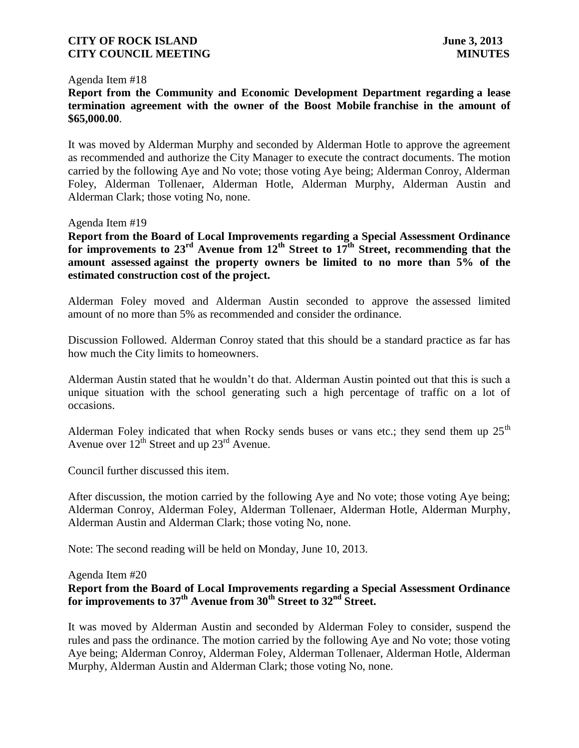Agenda Item #18

**Report from the Community and Economic Development Department regarding a lease termination agreement with the owner of the Boost Mobile franchise in the amount of $65,000.00**.

It was moved by Alderman Murphy and seconded by Alderman Hotle to approve the agreement as recommended and authorize the City Manager to execute the contract documents. The motion carried by the following Aye and No vote; those voting Aye being; Alderman Conroy, Alderman Foley, Alderman Tollenaer, Alderman Hotle, Alderman Murphy, Alderman Austin and Alderman Clark; those voting No, none.

Agenda Item #19

**Report from the Board of Local Improvements regarding a Special Assessment Ordinance for improvements to 23rd Avenue from 12th Street to 17th Street, recommending that the amount assessed against the property owners be limited to no more than 5% of the estimated construction cost of the project.**

Alderman Foley moved and Alderman Austin seconded to approve the assessed limited amount of no more than 5% as recommended and consider the ordinance.

Discussion Followed. Alderman Conroy stated that this should be a standard practice as far has how much the City limits to homeowners.

Alderman Austin stated that he wouldn't do that. Alderman Austin pointed out that this is such a unique situation with the school generating such a high percentage of traffic on a lot of occasions.

Alderman Foley indicated that when Rocky sends buses or vans etc.; they send them up 25th Avenue over 12th Street and up 23rd Avenue.

Council further discussed this item.

After discussion, the motion carried by the following Aye and No vote; those voting Aye being; Alderman Conroy, Alderman Foley, Alderman Tollenaer, Alderman Hotle, Alderman Murphy, Alderman Austin and Alderman Clark; those voting No, none.

Note: The second reading will be held on Monday, June 10, 2013.

Agenda Item #20

**Report from the Board of Local Improvements regarding a Special Assessment Ordinance for improvements to 37th Avenue from 30th Street to 32nd Street.**

It was moved by Alderman Austin and seconded by Alderman Foley to consider, suspend the rules and pass the ordinance. The motion carried by the following Aye and No vote; those voting Aye being; Alderman Conroy, Alderman Foley, Alderman Tollenaer, Alderman Hotle, Alderman Murphy, Alderman Austin and Alderman Clark; those voting No, none.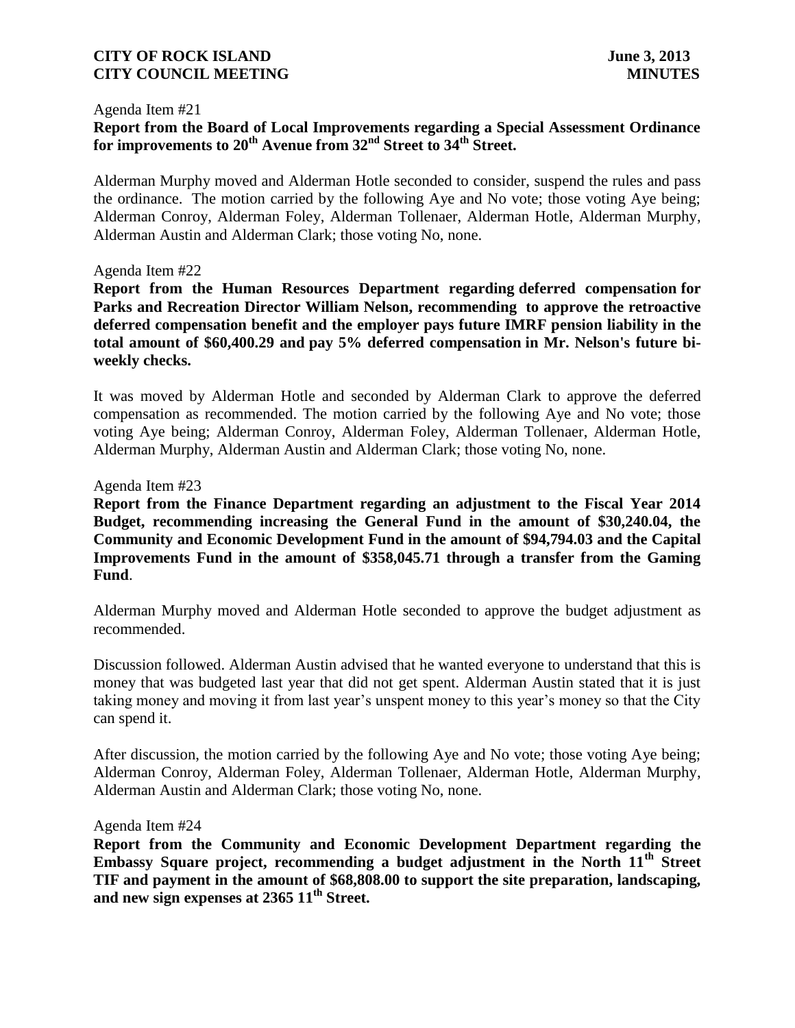Agenda Item #21

**Report from the Board of Local Improvements regarding a Special Assessment Ordinance for improvements to 20th Avenue from 32nd Street to 34th Street.**

Alderman Murphy moved and Alderman Hotle seconded to consider, suspend the rules and pass the ordinance. The motion carried by the following Aye and No vote; those voting Aye being; Alderman Conroy, Alderman Foley, Alderman Tollenaer, Alderman Hotle, Alderman Murphy, Alderman Austin and Alderman Clark; those voting No, none.

Agenda Item #22

**Report from the Human Resources Department regarding deferred compensation for Parks and Recreation Director William Nelson, recommending to approve the retroactive deferred compensation benefit and the employer pays future IMRF pension liability in the total amount of $60,400.29 and pay 5% deferred compensation in Mr. Nelson's future bi-weekly checks.**

It was moved by Alderman Hotle and seconded by Alderman Clark to approve the deferred compensation as recommended. The motion carried by the following Aye and No vote; those voting Aye being; Alderman Conroy, Alderman Foley, Alderman Tollenaer, Alderman Hotle, Alderman Murphy, Alderman Austin and Alderman Clark; those voting No, none.

Agenda Item #23

**Report from the Finance Department regarding an adjustment to the Fiscal Year 2014 Budget, recommending increasing the General Fund in the amount of $30,240.04, the Community and Economic Development Fund in the amount of $94,794.03 and the Capital Improvements Fund in the amount of $358,045.71 through a transfer from the Gaming Fund**.

Alderman Murphy moved and Alderman Hotle seconded to approve the budget adjustment as recommended.

Discussion followed. Alderman Austin advised that he wanted everyone to understand that this is money that was budgeted last year that did not get spent. Alderman Austin stated that it is just taking money and moving it from last year's unspent money to this year's money so that the City can spend it.

After discussion, the motion carried by the following Aye and No vote; those voting Aye being; Alderman Conroy, Alderman Foley, Alderman Tollenaer, Alderman Hotle, Alderman Murphy, Alderman Austin and Alderman Clark; those voting No, none.

Agenda Item #24

**Report from the Community and Economic Development Department regarding the Embassy Square project, recommending a budget adjustment in the North 11th Street TIF and payment in the amount of $68,808.00 to support the site preparation, landscaping, and new sign expenses at 2365 11th Street.**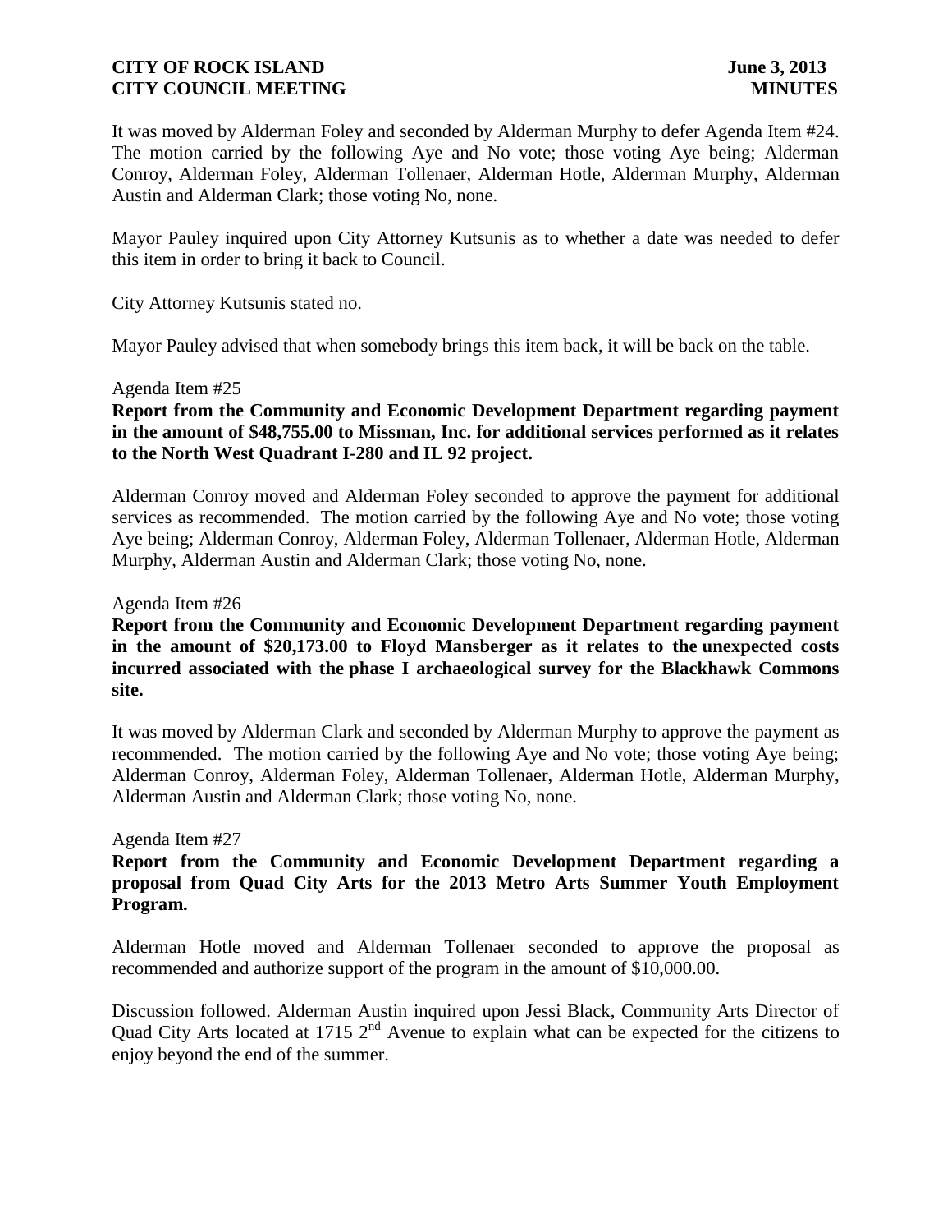It was moved by Alderman Foley and seconded by Alderman Murphy to defer Agenda Item #24. The motion carried by the following Aye and No vote; those voting Aye being; Alderman Conroy, Alderman Foley, Alderman Tollenaer, Alderman Hotle, Alderman Murphy, Alderman Austin and Alderman Clark; those voting No, none.

Mayor Pauley inquired upon City Attorney Kutsunis as to whether a date was needed to defer this item in order to bring it back to Council.

City Attorney Kutsunis stated no.

Mayor Pauley advised that when somebody brings this item back, it will be back on the table.

Agenda Item #25

**Report from the Community and Economic Development Department regarding payment in the amount of $48,755.00 to Missman, Inc. for additional services performed as it relates to the North West Quadrant I-280 and IL 92 project.**

Alderman Conroy moved and Alderman Foley seconded to approve the payment for additional services as recommended. The motion carried by the following Aye and No vote; those voting Aye being; Alderman Conroy, Alderman Foley, Alderman Tollenaer, Alderman Hotle, Alderman Murphy, Alderman Austin and Alderman Clark; those voting No, none.

Agenda Item #26

**Report from the Community and Economic Development Department regarding payment in the amount of $20,173.00 to Floyd Mansberger as it relates to the unexpected costs incurred associated with the phase I archaeological survey for the Blackhawk Commons site.**

It was moved by Alderman Clark and seconded by Alderman Murphy to approve the payment as recommended. The motion carried by the following Aye and No vote; those voting Aye being; Alderman Conroy, Alderman Foley, Alderman Tollenaer, Alderman Hotle, Alderman Murphy, Alderman Austin and Alderman Clark; those voting No, none.

Agenda Item #27

**Report from the Community and Economic Development Department regarding a proposal from Quad City Arts for the 2013 Metro Arts Summer Youth Employment Program.**

Alderman Hotle moved and Alderman Tollenaer seconded to approve the proposal as recommended and authorize support of the program in the amount of $10,000.00.

Discussion followed. Alderman Austin inquired upon Jessi Black, Community Arts Director of Quad City Arts located at 1715 2nd Avenue to explain what can be expected for the citizens to enjoy beyond the end of the summer.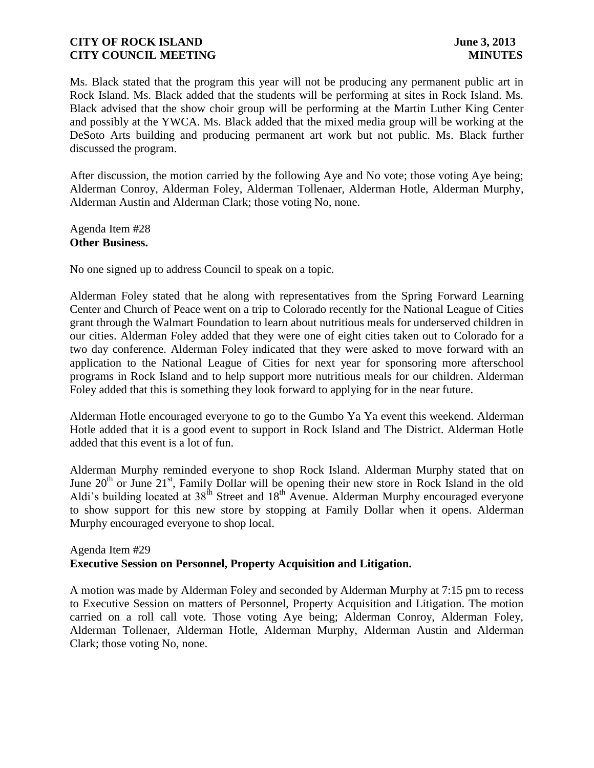Ms. Black stated that the program this year will not be producing any permanent public art in Rock Island. Ms. Black added that the students will be performing at sites in Rock Island. Ms. Black advised that the show choir group will be performing at the Martin Luther King Center and possibly at the YWCA. Ms. Black added that the mixed media group will be working at the DeSoto Arts building and producing permanent art work but not public. Ms. Black further discussed the program.

After discussion, the motion carried by the following Aye and No vote; those voting Aye being; Alderman Conroy, Alderman Foley, Alderman Tollenaer, Alderman Hotle, Alderman Murphy, Alderman Austin and Alderman Clark; those voting No, none.

Agenda Item #28
**Other Business.**

No one signed up to address Council to speak on a topic.

Alderman Foley stated that he along with representatives from the Spring Forward Learning Center and Church of Peace went on a trip to Colorado recently for the National League of Cities grant through the Walmart Foundation to learn about nutritious meals for underserved children in our cities. Alderman Foley added that they were one of eight cities taken out to Colorado for a two day conference. Alderman Foley indicated that they were asked to move forward with an application to the National League of Cities for next year for sponsoring more afterschool programs in Rock Island and to help support more nutritious meals for our children. Alderman Foley added that this is something they look forward to applying for in the near future.

Alderman Hotle encouraged everyone to go to the Gumbo Ya Ya event this weekend. Alderman Hotle added that it is a good event to support in Rock Island and The District. Alderman Hotle added that this event is a lot of fun.

Alderman Murphy reminded everyone to shop Rock Island. Alderman Murphy stated that on June 20th or June 21st, Family Dollar will be opening their new store in Rock Island in the old Aldi's building located at 38th Street and 18th Avenue. Alderman Murphy encouraged everyone to show support for this new store by stopping at Family Dollar when it opens. Alderman Murphy encouraged everyone to shop local.

Agenda Item #29
**Executive Session on Personnel, Property Acquisition and Litigation.**

A motion was made by Alderman Foley and seconded by Alderman Murphy at 7:15 pm to recess to Executive Session on matters of Personnel, Property Acquisition and Litigation. The motion carried on a roll call vote. Those voting Aye being; Alderman Conroy, Alderman Foley, Alderman Tollenaer, Alderman Hotle, Alderman Murphy, Alderman Austin and Alderman Clark; those voting No, none.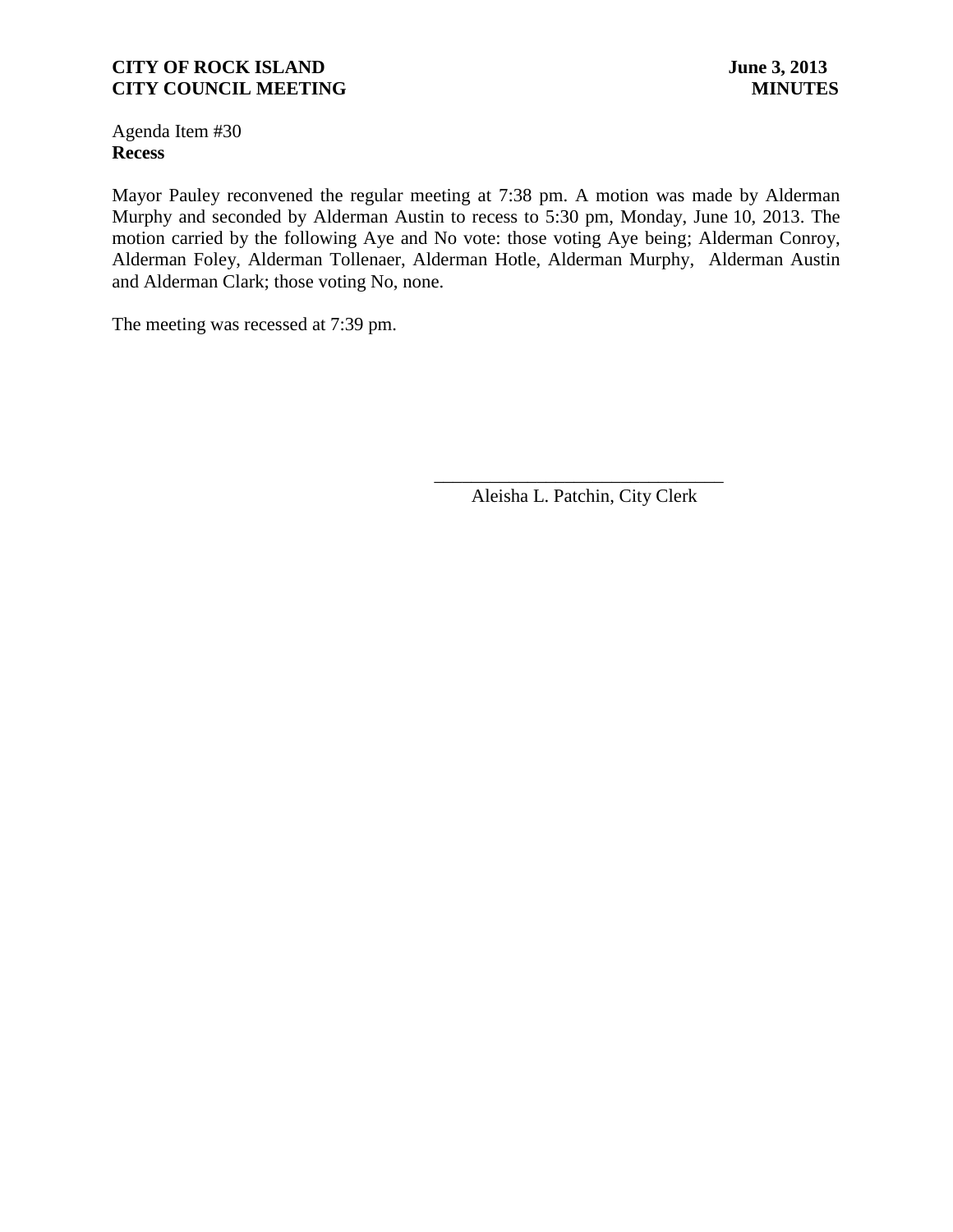Agenda Item #30
**Recess**

Mayor Pauley reconvened the regular meeting at 7:38 pm. A motion was made by Alderman Murphy and seconded by Alderman Austin to recess to 5:30 pm, Monday, June 10, 2013. The motion carried by the following Aye and No vote: those voting Aye being; Alderman Conroy, Alderman Foley, Alderman Tollenaer, Alderman Hotle, Alderman Murphy, Alderman Austin and Alderman Clark; those voting No, none.

The meeting was recessed at 7:39 pm.

\_\_\_\_\_\_\_\_\_\_\_\_\_\_\_\_\_\_\_\_\_\_\_\_\_\_\_\_\_\_

Aleisha L. Patchin, City Clerk